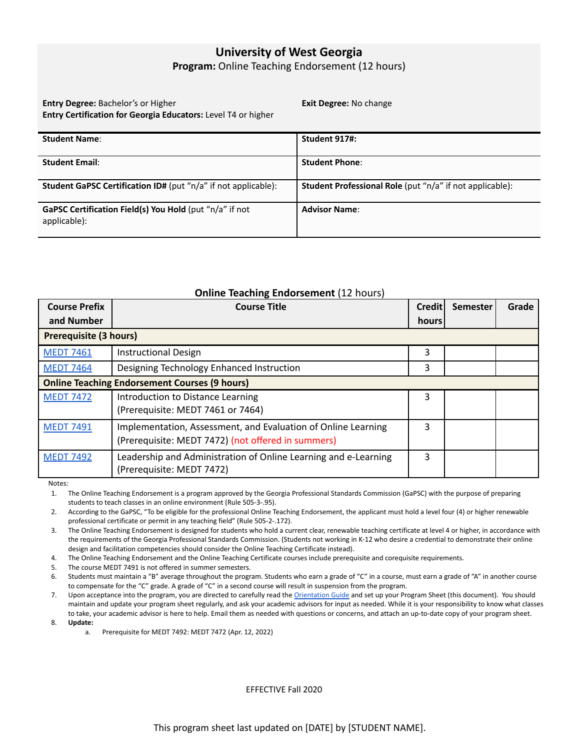# University of West Georgia

**Program:** Online Teaching Endorsement (12 hours)

**Entry Degree:** Bachelor's or Higher
**Entry Certification for Georgia Educators:** Level T4 or higher

**Exit Degree:** No change

| **Student Name**: | **Student 917#:** |
|---|---|
| **Student Email**: | **Student Phone**: |
| **Student GaPSC Certification ID#** (put "n/a" if not applicable): | **Student Professional Role** (put "n/a" if not applicable): |
| **GaPSC Certification Field(s) You Hold** (put "n/a" if not applicable): | **Advisor Name**: |

## Online Teaching Endorsement (12 hours)

| Course Prefix and Number | Course Title | Credit hours | Semester | Grade |
|---|---|---|---|---|
| **Prerequisite (3 hours)** | | | | |
| MEDT 7461 | Instructional Design | 3 | | |
| MEDT 7464 | Designing Technology Enhanced Instruction | 3 | | |
| **Online Teaching Endorsement Courses (9 hours)** | | | | |
| MEDT 7472 | Introduction to Distance Learning (Prerequisite: MEDT 7461 or 7464) | 3 | | |
| MEDT 7491 | Implementation, Assessment, and Evaluation of Online Learning (Prerequisite: MEDT 7472) (not offered in summers) | 3 | | |
| MEDT 7492 | Leadership and Administration of Online Learning and e-Learning (Prerequisite: MEDT 7472) | 3 | | |

Notes:

1. The Online Teaching Endorsement is a program approved by the Georgia Professional Standards Commission (GaPSC) with the purpose of preparing students to teach classes in an online environment (Rule 505-3-.95).
2. According to the GaPSC, "To be eligible for the professional Online Teaching Endorsement, the applicant must hold a level four (4) or higher renewable professional certificate or permit in any teaching field" (Rule 505-2-.172).
3. The Online Teaching Endorsement is designed for students who hold a current clear, renewable teaching certificate at level 4 or higher, in accordance with the requirements of the Georgia Professional Standards Commission. (Students not working in K-12 who desire a credential to demonstrate their online design and facilitation competencies should consider the Online Teaching Certificate instead).
4. The Online Teaching Endorsement and the Online Teaching Certificate courses include prerequisite and corequisite requirements.
5. The course MEDT 7491 is not offered in summer semesters.
6. Students must maintain a "B" average throughout the program. Students who earn a grade of "C" in a course, must earn a grade of "A" in another course to compensate for the "C" grade. A grade of "C" in a second course will result in suspension from the program.
7. Upon acceptance into the program, you are directed to carefully read the Orientation Guide and set up your Program Sheet (this document). You should maintain and update your program sheet regularly, and ask your academic advisors for input as needed. While it is your responsibility to know what classes to take, your academic advisor is here to help. Email them as needed with questions or concerns, and attach an up-to-date copy of your program sheet.
8. **Update:**
   a. Prerequisite for MEDT 7492: MEDT 7472 (Apr. 12, 2022)

EFFECTIVE Fall 2020

This program sheet last updated on [DATE] by [STUDENT NAME].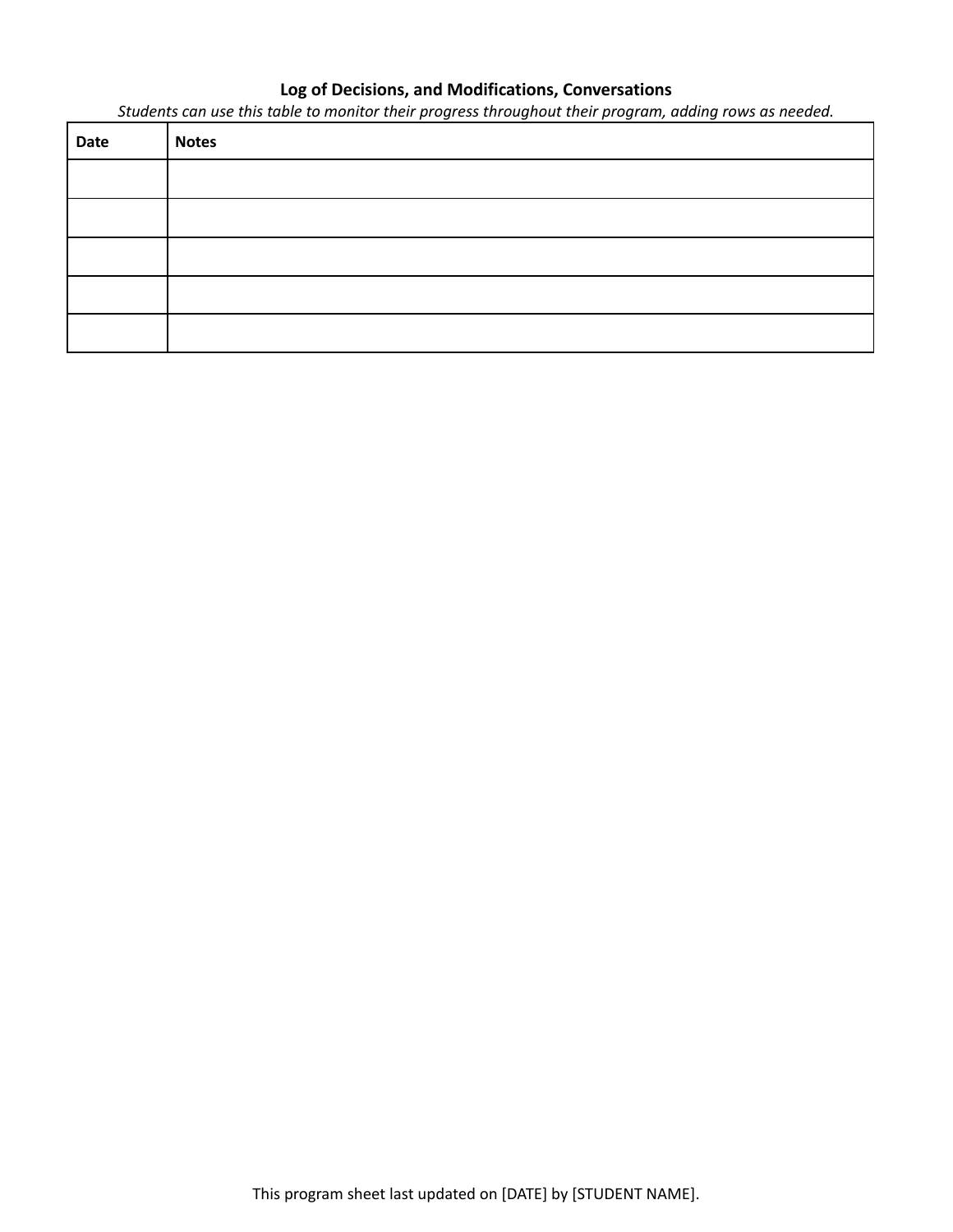**Log of Decisions, and Modifications, Conversations**

*Students can use this table to monitor their progress throughout their program, adding rows as needed.*

| Date | Notes |
|---|---|
| | |
| | |
| | |
| | |
| | |

This program sheet last updated on [DATE] by [STUDENT NAME].